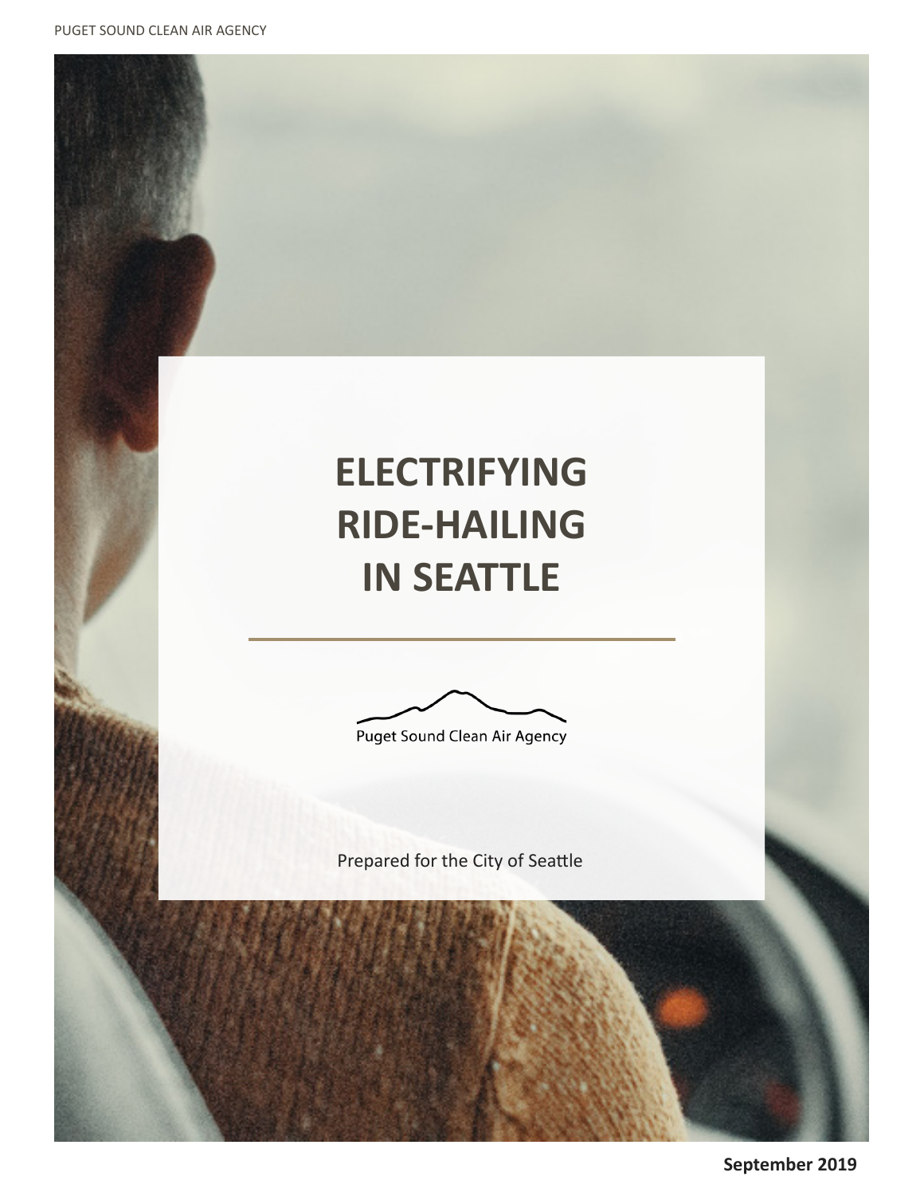# ELECTRIFYING RIDE-HAILING IN SEATTLE

Puget Sound Clean Air Agency

Prepared for the City of Seattle

**September 2019**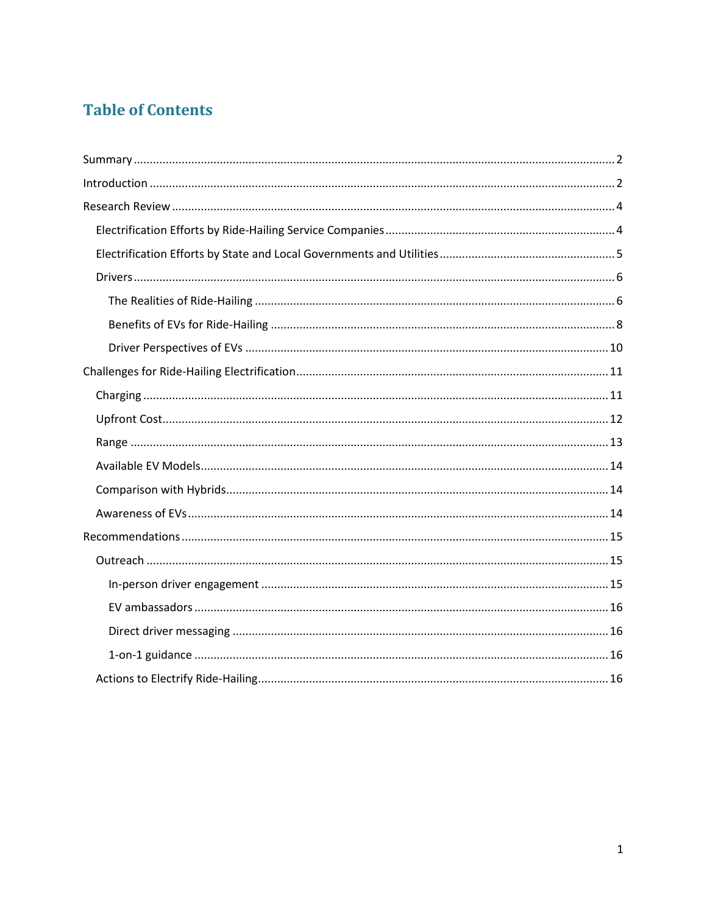# Table of Contents

- Summary ..... 2
- Introduction ..... 2
- Research Review ..... 4
  - Electrification Efforts by Ride-Hailing Service Companies ..... 4
  - Electrification Efforts by State and Local Governments and Utilities ..... 5
  - Drivers ..... 6
    - The Realities of Ride-Hailing ..... 6
    - Benefits of EVs for Ride-Hailing ..... 8
    - Driver Perspectives of EVs ..... 10
- Challenges for Ride-Hailing Electrification ..... 11
  - Charging ..... 11
  - Upfront Cost ..... 12
  - Range ..... 13
  - Available EV Models ..... 14
  - Comparison with Hybrids ..... 14
  - Awareness of EVs ..... 14
- Recommendations ..... 15
  - Outreach ..... 15
    - In-person driver engagement ..... 15
    - EV ambassadors ..... 16
    - Direct driver messaging ..... 16
    - 1-on-1 guidance ..... 16
  - Actions to Electrify Ride-Hailing ..... 16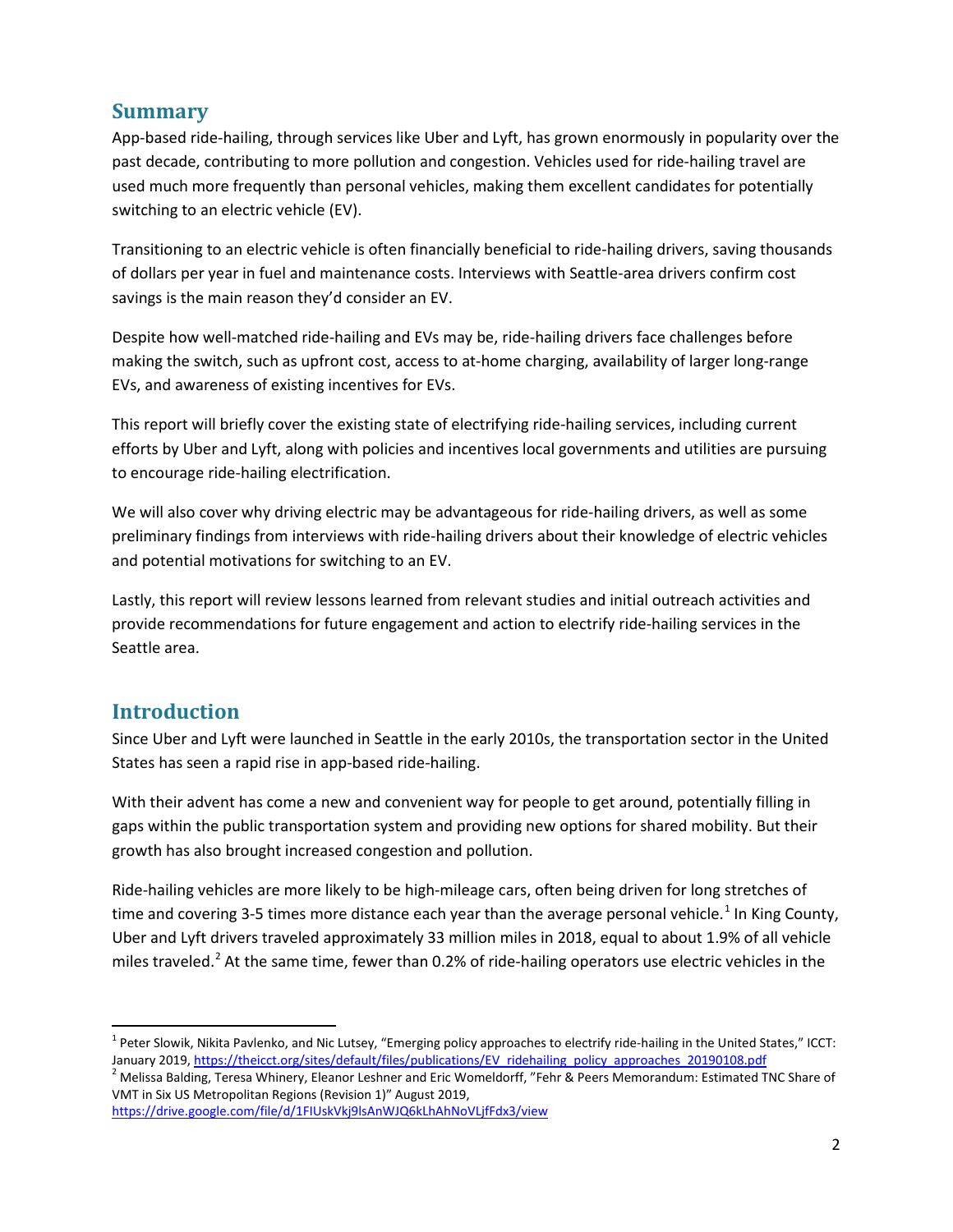## Summary

App-based ride-hailing, through services like Uber and Lyft, has grown enormously in popularity over the past decade, contributing to more pollution and congestion. Vehicles used for ride-hailing travel are used much more frequently than personal vehicles, making them excellent candidates for potentially switching to an electric vehicle (EV).

Transitioning to an electric vehicle is often financially beneficial to ride-hailing drivers, saving thousands of dollars per year in fuel and maintenance costs. Interviews with Seattle-area drivers confirm cost savings is the main reason they'd consider an EV.

Despite how well-matched ride-hailing and EVs may be, ride-hailing drivers face challenges before making the switch, such as upfront cost, access to at-home charging, availability of larger long-range EVs, and awareness of existing incentives for EVs.

This report will briefly cover the existing state of electrifying ride-hailing services, including current efforts by Uber and Lyft, along with policies and incentives local governments and utilities are pursuing to encourage ride-hailing electrification.

We will also cover why driving electric may be advantageous for ride-hailing drivers, as well as some preliminary findings from interviews with ride-hailing drivers about their knowledge of electric vehicles and potential motivations for switching to an EV.

Lastly, this report will review lessons learned from relevant studies and initial outreach activities and provide recommendations for future engagement and action to electrify ride-hailing services in the Seattle area.

## Introduction

Since Uber and Lyft were launched in Seattle in the early 2010s, the transportation sector in the United States has seen a rapid rise in app-based ride-hailing.

With their advent has come a new and convenient way for people to get around, potentially filling in gaps within the public transportation system and providing new options for shared mobility. But their growth has also brought increased congestion and pollution.

Ride-hailing vehicles are more likely to be high-mileage cars, often being driven for long stretches of time and covering 3-5 times more distance each year than the average personal vehicle.[1] In King County, Uber and Lyft drivers traveled approximately 33 million miles in 2018, equal to about 1.9% of all vehicle miles traveled.[2] At the same time, fewer than 0.2% of ride-hailing operators use electric vehicles in the

---

[1] Peter Slowik, Nikita Pavlenko, and Nic Lutsey, "Emerging policy approaches to electrify ride-hailing in the United States," ICCT: January 2019, https://theicct.org/sites/default/files/publications/EV_ridehailing_policy_approaches_20190108.pdf

[2] Melissa Balding, Teresa Whinery, Eleanor Leshner and Eric Womeldorff, "Fehr & Peers Memorandum: Estimated TNC Share of VMT in Six US Metropolitan Regions (Revision 1)" August 2019, https://drive.google.com/file/d/1FIUskVkj9lsAnWJQ6kLhAhNoVLjfFdx3/view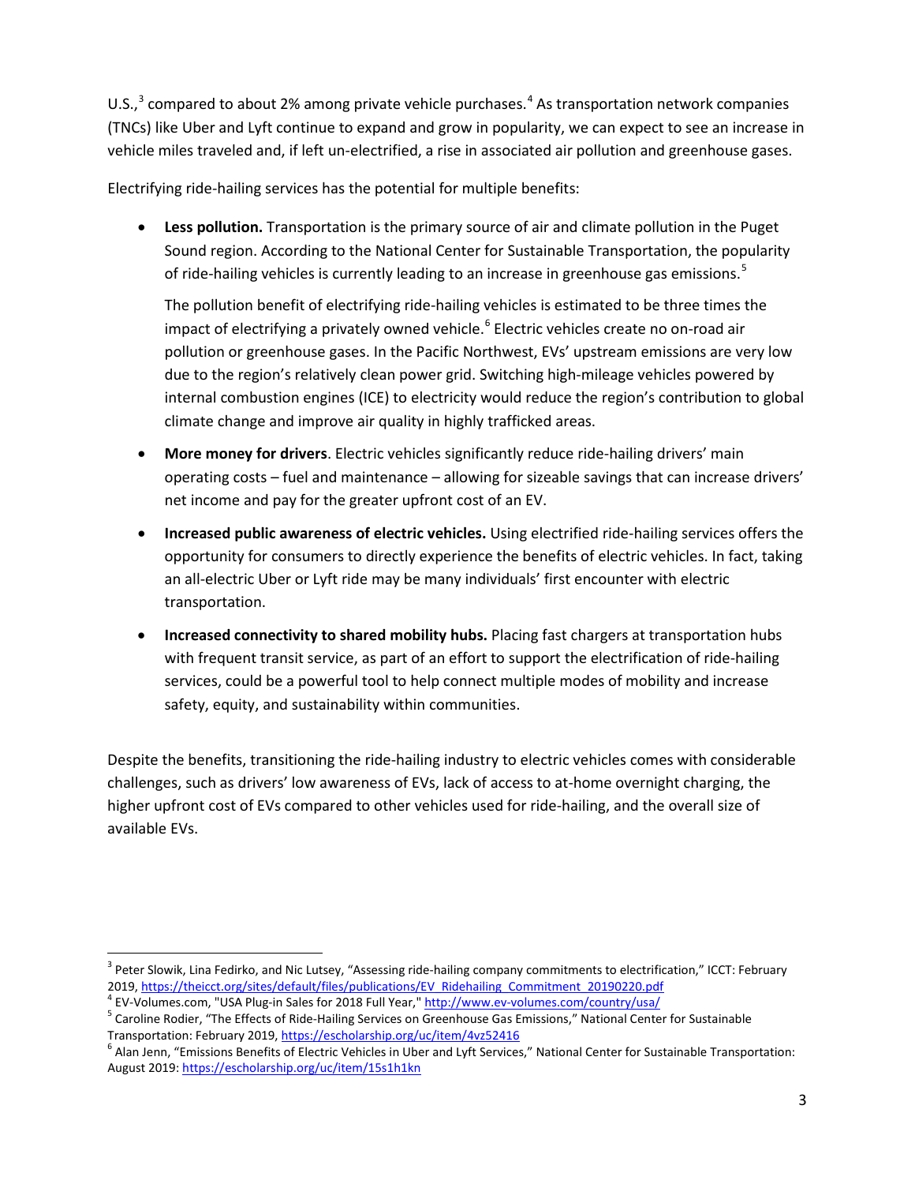U.S.,[3] compared to about 2% among private vehicle purchases.[4] As transportation network companies (TNCs) like Uber and Lyft continue to expand and grow in popularity, we can expect to see an increase in vehicle miles traveled and, if left un-electrified, a rise in associated air pollution and greenhouse gases.

Electrifying ride-hailing services has the potential for multiple benefits:

- **Less pollution.** Transportation is the primary source of air and climate pollution in the Puget Sound region. According to the National Center for Sustainable Transportation, the popularity of ride-hailing vehicles is currently leading to an increase in greenhouse gas emissions.[5]

  The pollution benefit of electrifying ride-hailing vehicles is estimated to be three times the impact of electrifying a privately owned vehicle.[6] Electric vehicles create no on-road air pollution or greenhouse gases. In the Pacific Northwest, EVs' upstream emissions are very low due to the region's relatively clean power grid. Switching high-mileage vehicles powered by internal combustion engines (ICE) to electricity would reduce the region's contribution to global climate change and improve air quality in highly trafficked areas.

- **More money for drivers**. Electric vehicles significantly reduce ride-hailing drivers' main operating costs – fuel and maintenance – allowing for sizeable savings that can increase drivers' net income and pay for the greater upfront cost of an EV.

- **Increased public awareness of electric vehicles.** Using electrified ride-hailing services offers the opportunity for consumers to directly experience the benefits of electric vehicles. In fact, taking an all-electric Uber or Lyft ride may be many individuals' first encounter with electric transportation.

- **Increased connectivity to shared mobility hubs.** Placing fast chargers at transportation hubs with frequent transit service, as part of an effort to support the electrification of ride-hailing services, could be a powerful tool to help connect multiple modes of mobility and increase safety, equity, and sustainability within communities.

Despite the benefits, transitioning the ride-hailing industry to electric vehicles comes with considerable challenges, such as drivers' low awareness of EVs, lack of access to at-home overnight charging, the higher upfront cost of EVs compared to other vehicles used for ride-hailing, and the overall size of available EVs.

---

[3] Peter Slowik, Lina Fedirko, and Nic Lutsey, "Assessing ride-hailing company commitments to electrification," ICCT: February 2019, https://theicct.org/sites/default/files/publications/EV_Ridehailing_Commitment_20190220.pdf

[4] EV-Volumes.com, "USA Plug-in Sales for 2018 Full Year," http://www.ev-volumes.com/country/usa/

[5] Caroline Rodier, "The Effects of Ride-Hailing Services on Greenhouse Gas Emissions," National Center for Sustainable Transportation: February 2019, https://escholarship.org/uc/item/4vz52416

[6] Alan Jenn, "Emissions Benefits of Electric Vehicles in Uber and Lyft Services," National Center for Sustainable Transportation: August 2019: https://escholarship.org/uc/item/15s1h1kn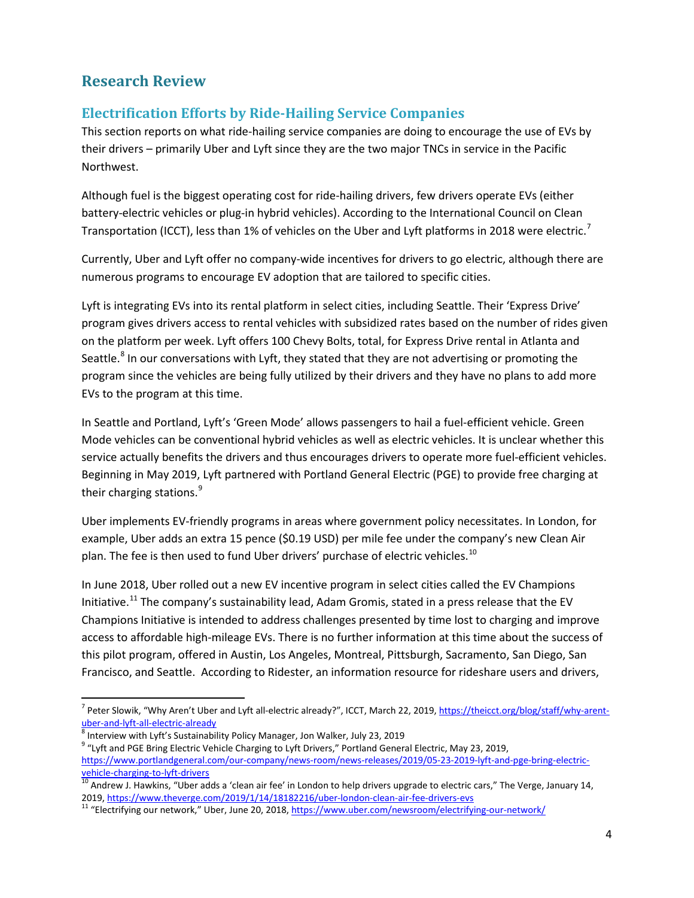# Research Review

## Electrification Efforts by Ride-Hailing Service Companies

This section reports on what ride-hailing service companies are doing to encourage the use of EVs by their drivers – primarily Uber and Lyft since they are the two major TNCs in service in the Pacific Northwest.

Although fuel is the biggest operating cost for ride-hailing drivers, few drivers operate EVs (either battery-electric vehicles or plug-in hybrid vehicles). According to the International Council on Clean Transportation (ICCT), less than 1% of vehicles on the Uber and Lyft platforms in 2018 were electric.[7]

Currently, Uber and Lyft offer no company-wide incentives for drivers to go electric, although there are numerous programs to encourage EV adoption that are tailored to specific cities.

Lyft is integrating EVs into its rental platform in select cities, including Seattle. Their 'Express Drive' program gives drivers access to rental vehicles with subsidized rates based on the number of rides given on the platform per week. Lyft offers 100 Chevy Bolts, total, for Express Drive rental in Atlanta and Seattle.[8] In our conversations with Lyft, they stated that they are not advertising or promoting the program since the vehicles are being fully utilized by their drivers and they have no plans to add more EVs to the program at this time.

In Seattle and Portland, Lyft's 'Green Mode' allows passengers to hail a fuel-efficient vehicle. Green Mode vehicles can be conventional hybrid vehicles as well as electric vehicles. It is unclear whether this service actually benefits the drivers and thus encourages drivers to operate more fuel-efficient vehicles. Beginning in May 2019, Lyft partnered with Portland General Electric (PGE) to provide free charging at their charging stations.[9]

Uber implements EV-friendly programs in areas where government policy necessitates. In London, for example, Uber adds an extra 15 pence ($0.19 USD) per mile fee under the company's new Clean Air plan. The fee is then used to fund Uber drivers' purchase of electric vehicles.[10]

In June 2018, Uber rolled out a new EV incentive program in select cities called the EV Champions Initiative.[11] The company's sustainability lead, Adam Gromis, stated in a press release that the EV Champions Initiative is intended to address challenges presented by time lost to charging and improve access to affordable high-mileage EVs. There is no further information at this time about the success of this pilot program, offered in Austin, Los Angeles, Montreal, Pittsburgh, Sacramento, San Diego, San Francisco, and Seattle. According to Ridester, an information resource for rideshare users and drivers,

---

[7] Peter Slowik, "Why Aren't Uber and Lyft all-electric already?", ICCT, March 22, 2019, https://theicct.org/blog/staff/why-arent-uber-and-lyft-all-electric-already

[8] Interview with Lyft's Sustainability Policy Manager, Jon Walker, July 23, 2019

[9] "Lyft and PGE Bring Electric Vehicle Charging to Lyft Drivers," Portland General Electric, May 23, 2019, https://www.portlandgeneral.com/our-company/news-room/news-releases/2019/05-23-2019-lyft-and-pge-bring-electric-vehicle-charging-to-lyft-drivers

[10] Andrew J. Hawkins, "Uber adds a 'clean air fee' in London to help drivers upgrade to electric cars," The Verge, January 14, 2019, https://www.theverge.com/2019/1/14/18182216/uber-london-clean-air-fee-drivers-evs

[11] "Electrifying our network," Uber, June 20, 2018, https://www.uber.com/newsroom/electrifying-our-network/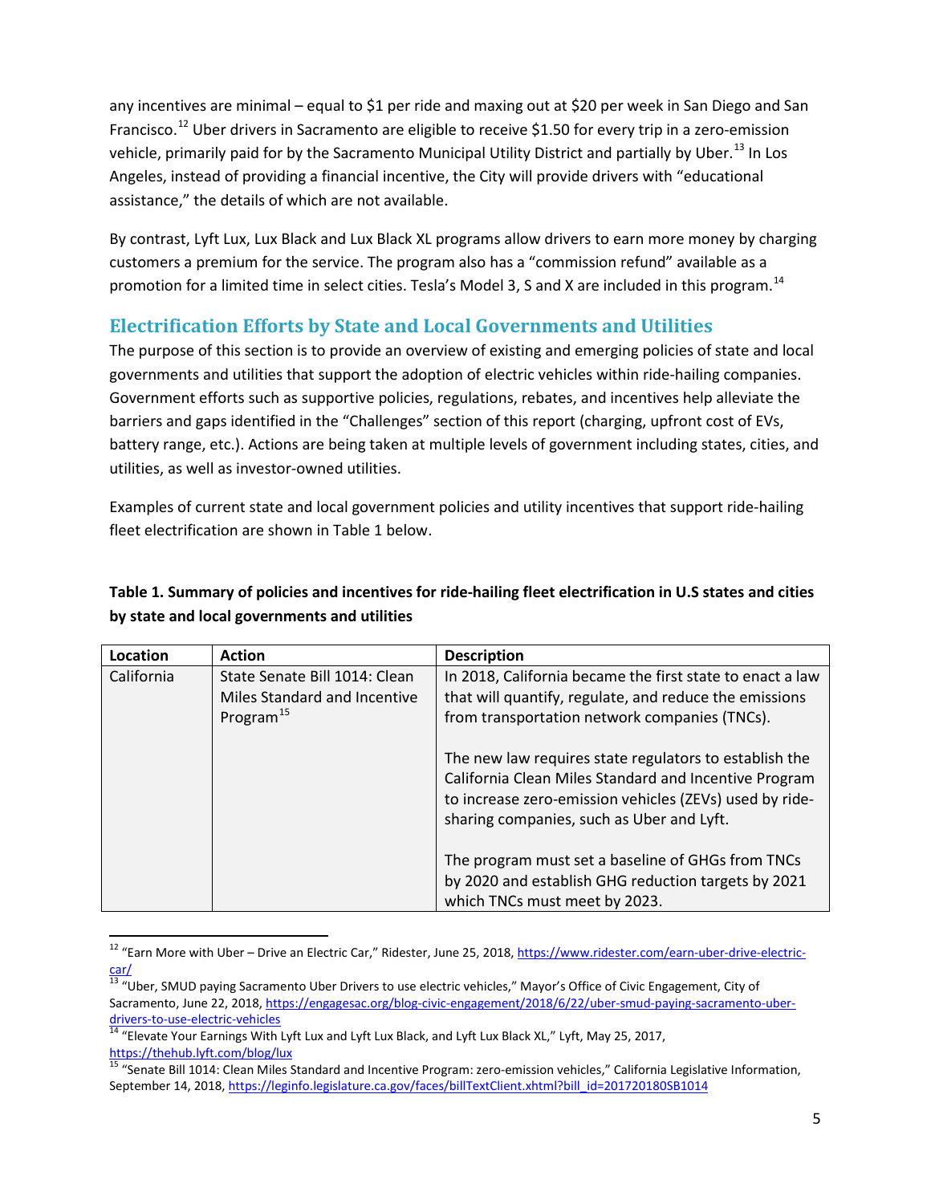any incentives are minimal – equal to $1 per ride and maxing out at $20 per week in San Diego and San Francisco.[12] Uber drivers in Sacramento are eligible to receive $1.50 for every trip in a zero-emission vehicle, primarily paid for by the Sacramento Municipal Utility District and partially by Uber.[13] In Los Angeles, instead of providing a financial incentive, the City will provide drivers with "educational assistance," the details of which are not available.

By contrast, Lyft Lux, Lux Black and Lux Black XL programs allow drivers to earn more money by charging customers a premium for the service. The program also has a "commission refund" available as a promotion for a limited time in select cities. Tesla's Model 3, S and X are included in this program.[14]

## Electrification Efforts by State and Local Governments and Utilities

The purpose of this section is to provide an overview of existing and emerging policies of state and local governments and utilities that support the adoption of electric vehicles within ride-hailing companies. Government efforts such as supportive policies, regulations, rebates, and incentives help alleviate the barriers and gaps identified in the "Challenges" section of this report (charging, upfront cost of EVs, battery range, etc.). Actions are being taken at multiple levels of government including states, cities, and utilities, as well as investor-owned utilities.

Examples of current state and local government policies and utility incentives that support ride-hailing fleet electrification are shown in Table 1 below.

**Table 1. Summary of policies and incentives for ride-hailing fleet electrification in U.S states and cities by state and local governments and utilities**

| Location | Action | Description |
| --- | --- | --- |
| California | State Senate Bill 1014: Clean Miles Standard and Incentive Program[15] | In 2018, California became the first state to enact a law that will quantify, regulate, and reduce the emissions from transportation network companies (TNCs).<br><br>The new law requires state regulators to establish the California Clean Miles Standard and Incentive Program to increase zero-emission vehicles (ZEVs) used by ride-sharing companies, such as Uber and Lyft.<br><br>The program must set a baseline of GHGs from TNCs by 2020 and establish GHG reduction targets by 2021 which TNCs must meet by 2023. |

[12] "Earn More with Uber – Drive an Electric Car," Ridester, June 25, 2018, https://www.ridester.com/earn-uber-drive-electric-car/

[13] "Uber, SMUD paying Sacramento Uber Drivers to use electric vehicles," Mayor's Office of Civic Engagement, City of Sacramento, June 22, 2018, https://engagesac.org/blog-civic-engagement/2018/6/22/uber-smud-paying-sacramento-uber-drivers-to-use-electric-vehicles

[14] "Elevate Your Earnings With Lyft Lux and Lyft Lux Black, and Lyft Lux Black XL," Lyft, May 25, 2017, https://thehub.lyft.com/blog/lux

[15] "Senate Bill 1014: Clean Miles Standard and Incentive Program: zero-emission vehicles," California Legislative Information, September 14, 2018, https://leginfo.legislature.ca.gov/faces/billTextClient.xhtml?bill_id=201720180SB1014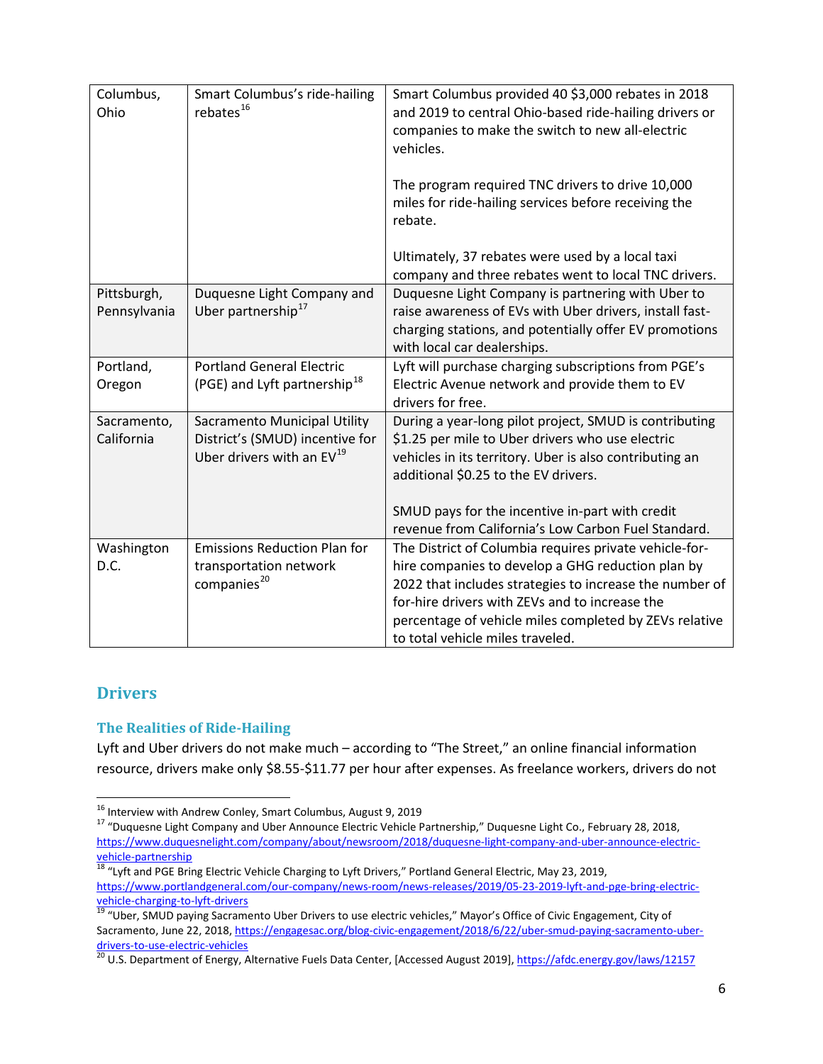| | | |
|---|---|---|
| Columbus, Ohio | Smart Columbus's ride-hailing rebates[16] | Smart Columbus provided 40 $3,000 rebates in 2018 and 2019 to central Ohio-based ride-hailing drivers or companies to make the switch to new all-electric vehicles.<br><br>The program required TNC drivers to drive 10,000 miles for ride-hailing services before receiving the rebate.<br><br>Ultimately, 37 rebates were used by a local taxi company and three rebates went to local TNC drivers. |
| Pittsburgh, Pennsylvania | Duquesne Light Company and Uber partnership[17] | Duquesne Light Company is partnering with Uber to raise awareness of EVs with Uber drivers, install fast-charging stations, and potentially offer EV promotions with local car dealerships. |
| Portland, Oregon | Portland General Electric (PGE) and Lyft partnership[18] | Lyft will purchase charging subscriptions from PGE's Electric Avenue network and provide them to EV drivers for free. |
| Sacramento, California | Sacramento Municipal Utility District's (SMUD) incentive for Uber drivers with an EV[19] | During a year-long pilot project, SMUD is contributing $1.25 per mile to Uber drivers who use electric vehicles in its territory. Uber is also contributing an additional $0.25 to the EV drivers.<br><br>SMUD pays for the incentive in-part with credit revenue from California's Low Carbon Fuel Standard. |
| Washington D.C. | Emissions Reduction Plan for transportation network companies[20] | The District of Columbia requires private vehicle-for-hire companies to develop a GHG reduction plan by 2022 that includes strategies to increase the number of for-hire drivers with ZEVs and to increase the percentage of vehicle miles completed by ZEVs relative to total vehicle miles traveled. |

## Drivers

### The Realities of Ride-Hailing

Lyft and Uber drivers do not make much – according to "The Street," an online financial information resource, drivers make only $8.55-$11.77 per hour after expenses. As freelance workers, drivers do not

[16] Interview with Andrew Conley, Smart Columbus, August 9, 2019

[17] "Duquesne Light Company and Uber Announce Electric Vehicle Partnership," Duquesne Light Co., February 28, 2018, https://www.duquesnelight.com/company/about/newsroom/2018/duquesne-light-company-and-uber-announce-electric-vehicle-partnership

[18] "Lyft and PGE Bring Electric Vehicle Charging to Lyft Drivers," Portland General Electric, May 23, 2019, https://www.portlandgeneral.com/our-company/news-room/news-releases/2019/05-23-2019-lyft-and-pge-bring-electric-vehicle-charging-to-lyft-drivers

[19] "Uber, SMUD paying Sacramento Uber Drivers to use electric vehicles," Mayor's Office of Civic Engagement, City of Sacramento, June 22, 2018, https://engagesac.org/blog-civic-engagement/2018/6/22/uber-smud-paying-sacramento-uber-drivers-to-use-electric-vehicles

[20] U.S. Department of Energy, Alternative Fuels Data Center, [Accessed August 2019], https://afdc.energy.gov/laws/12157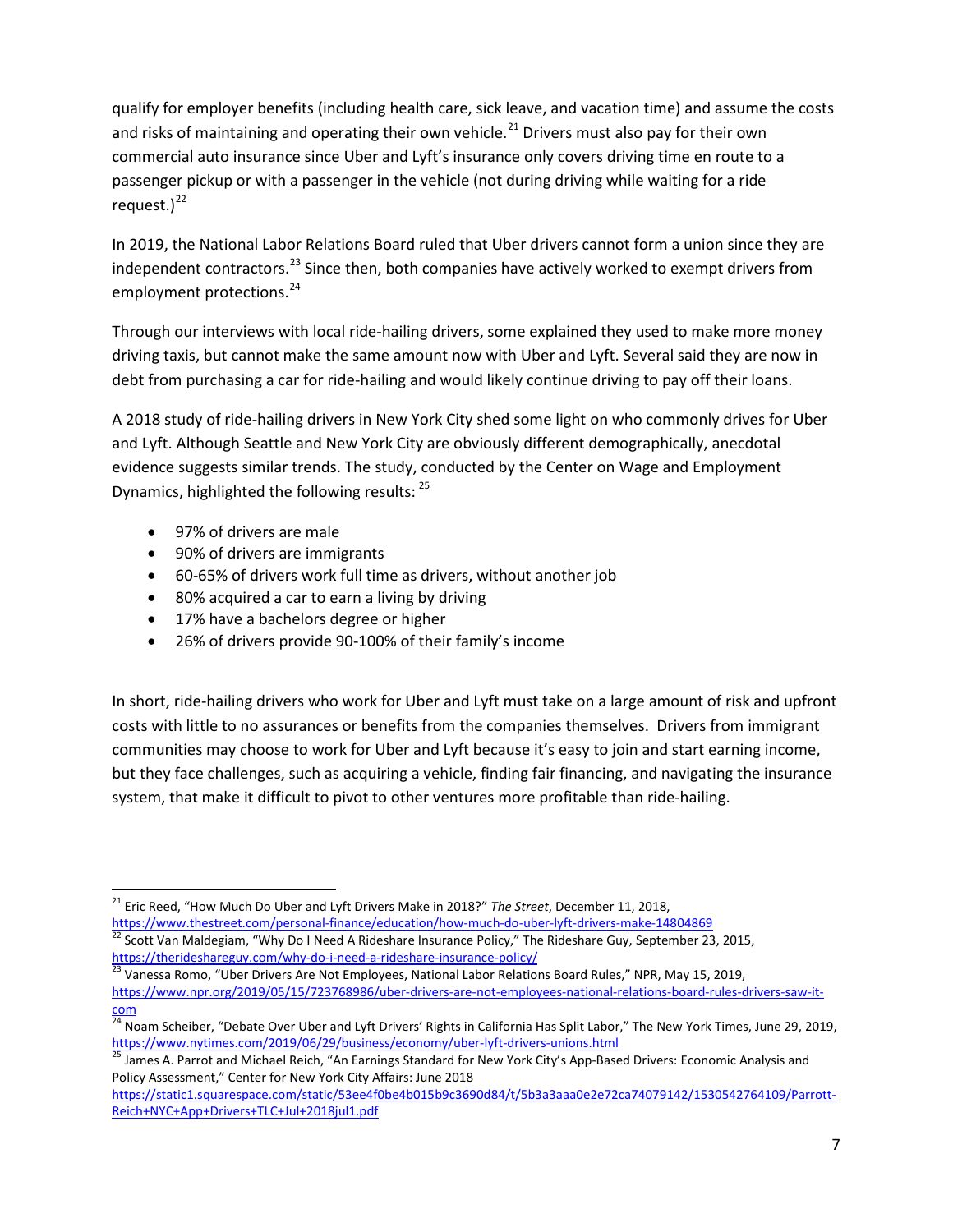qualify for employer benefits (including health care, sick leave, and vacation time) and assume the costs and risks of maintaining and operating their own vehicle.[21] Drivers must also pay for their own commercial auto insurance since Uber and Lyft's insurance only covers driving time en route to a passenger pickup or with a passenger in the vehicle (not during driving while waiting for a ride request.)[22]

In 2019, the National Labor Relations Board ruled that Uber drivers cannot form a union since they are independent contractors.[23] Since then, both companies have actively worked to exempt drivers from employment protections.[24]

Through our interviews with local ride-hailing drivers, some explained they used to make more money driving taxis, but cannot make the same amount now with Uber and Lyft. Several said they are now in debt from purchasing a car for ride-hailing and would likely continue driving to pay off their loans.

A 2018 study of ride-hailing drivers in New York City shed some light on who commonly drives for Uber and Lyft. Although Seattle and New York City are obviously different demographically, anecdotal evidence suggests similar trends. The study, conducted by the Center on Wage and Employment Dynamics, highlighted the following results: [25]

- 97% of drivers are male
- 90% of drivers are immigrants
- 60-65% of drivers work full time as drivers, without another job
- 80% acquired a car to earn a living by driving
- 17% have a bachelors degree or higher
- 26% of drivers provide 90-100% of their family's income

In short, ride-hailing drivers who work for Uber and Lyft must take on a large amount of risk and upfront costs with little to no assurances or benefits from the companies themselves. Drivers from immigrant communities may choose to work for Uber and Lyft because it's easy to join and start earning income, but they face challenges, such as acquiring a vehicle, finding fair financing, and navigating the insurance system, that make it difficult to pivot to other ventures more profitable than ride-hailing.

---

[21] Eric Reed, "How Much Do Uber and Lyft Drivers Make in 2018?" *The Street*, December 11, 2018, https://www.thestreet.com/personal-finance/education/how-much-do-uber-lyft-drivers-make-14804869

[22] Scott Van Maldegiam, "Why Do I Need A Rideshare Insurance Policy," The Rideshare Guy, September 23, 2015, https://therideshareguy.com/why-do-i-need-a-rideshare-insurance-policy/

[23] Vanessa Romo, "Uber Drivers Are Not Employees, National Labor Relations Board Rules," NPR, May 15, 2019, https://www.npr.org/2019/05/15/723768986/uber-drivers-are-not-employees-national-relations-board-rules-drivers-saw-it-com

[24] Noam Scheiber, "Debate Over Uber and Lyft Drivers' Rights in California Has Split Labor," The New York Times, June 29, 2019, https://www.nytimes.com/2019/06/29/business/economy/uber-lyft-drivers-unions.html

[25] James A. Parrot and Michael Reich, "An Earnings Standard for New York City's App-Based Drivers: Economic Analysis and Policy Assessment," Center for New York City Affairs: June 2018 https://static1.squarespace.com/static/53ee4f0be4b015b9c3690d84/t/5b3a3aaa0e2e72ca74079142/1530542764109/Parrott-Reich+NYC+App+Drivers+TLC+Jul+2018jul1.pdf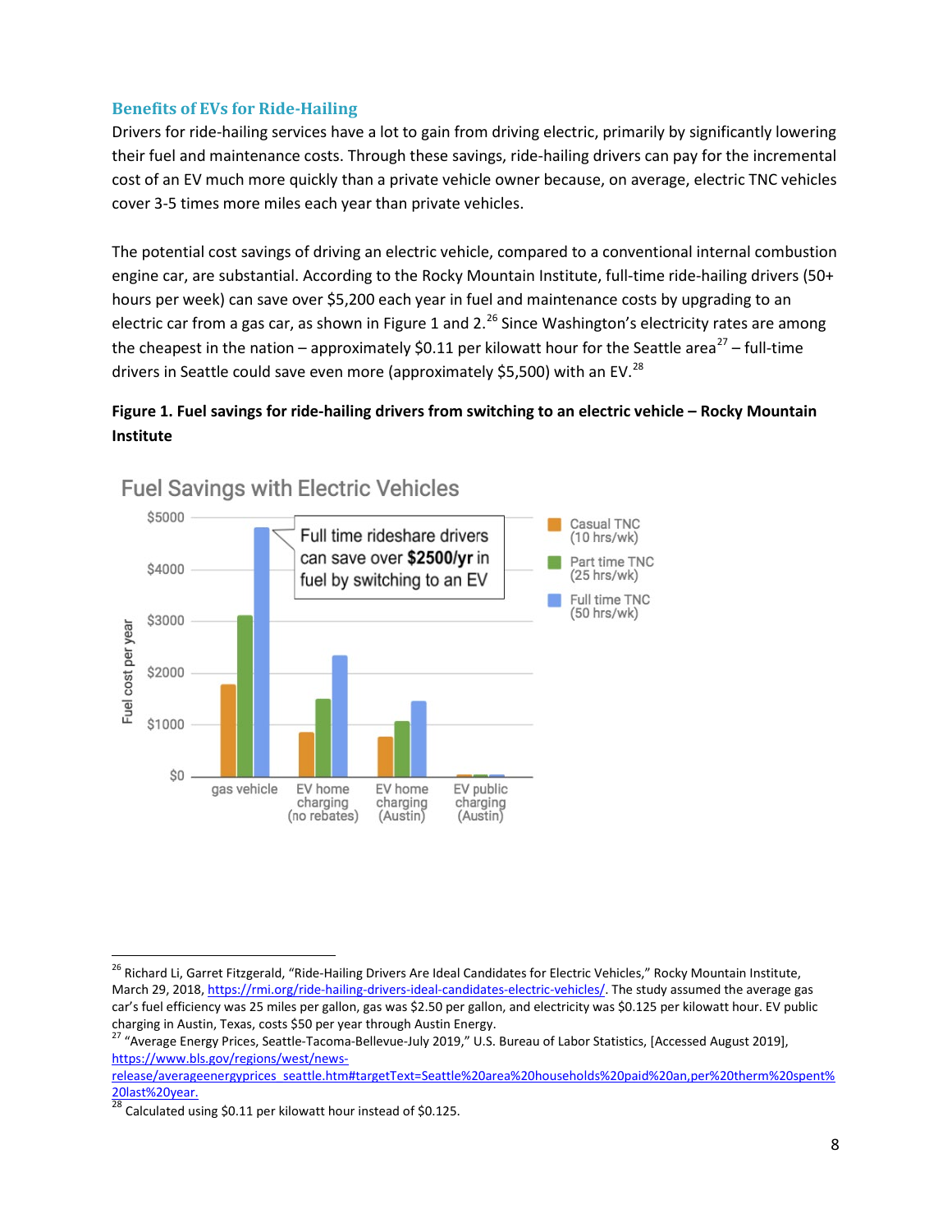## Benefits of EVs for Ride-Hailing

Drivers for ride-hailing services have a lot to gain from driving electric, primarily by significantly lowering their fuel and maintenance costs. Through these savings, ride-hailing drivers can pay for the incremental cost of an EV much more quickly than a private vehicle owner because, on average, electric TNC vehicles cover 3-5 times more miles each year than private vehicles.

The potential cost savings of driving an electric vehicle, compared to a conventional internal combustion engine car, are substantial. According to the Rocky Mountain Institute, full-time ride-hailing drivers (50+ hours per week) can save over $5,200 each year in fuel and maintenance costs by upgrading to an electric car from a gas car, as shown in Figure 1 and 2.[26] Since Washington's electricity rates are among the cheapest in the nation – approximately $0.11 per kilowatt hour for the Seattle area[27] – full-time drivers in Seattle could save even more (approximately $5,500) with an EV.[28]

**Figure 1. Fuel savings for ride-hailing drivers from switching to an electric vehicle – Rocky Mountain Institute**

Fuel Savings with Electric Vehicles

Full time rideshare drivers can save over **$2500/yr** in fuel by switching to an EV

| | Casual TNC (10 hrs/wk) | Part time TNC (25 hrs/wk) | Full time TNC (50 hrs/wk) |
|---|---|---|---|
| gas vehicle | ~$1800 | ~$3100 | ~$4800 |
| EV home charging (no rebates) | ~$850 | ~$1500 | ~$2350 |
| EV home charging (Austin) | ~$750 | ~$1050 | ~$1450 |
| EV public charging (Austin) | ~$50 | ~$50 | ~$50 |

Fuel cost per year

---

[26] Richard Li, Garret Fitzgerald, "Ride-Hailing Drivers Are Ideal Candidates for Electric Vehicles," Rocky Mountain Institute, March 29, 2018, https://rmi.org/ride-hailing-drivers-ideal-candidates-electric-vehicles/. The study assumed the average gas car's fuel efficiency was 25 miles per gallon, gas was $2.50 per gallon, and electricity was $0.125 per kilowatt hour. EV public charging in Austin, Texas, costs $50 per year through Austin Energy.

[27] "Average Energy Prices, Seattle-Tacoma-Bellevue-July 2019," U.S. Bureau of Labor Statistics, [Accessed August 2019], https://www.bls.gov/regions/west/news-release/averageenergyprices_seattle.htm#targetText=Seattle%20area%20households%20paid%20an,per%20therm%20spent%20last%20year.

[28] Calculated using $0.11 per kilowatt hour instead of $0.125.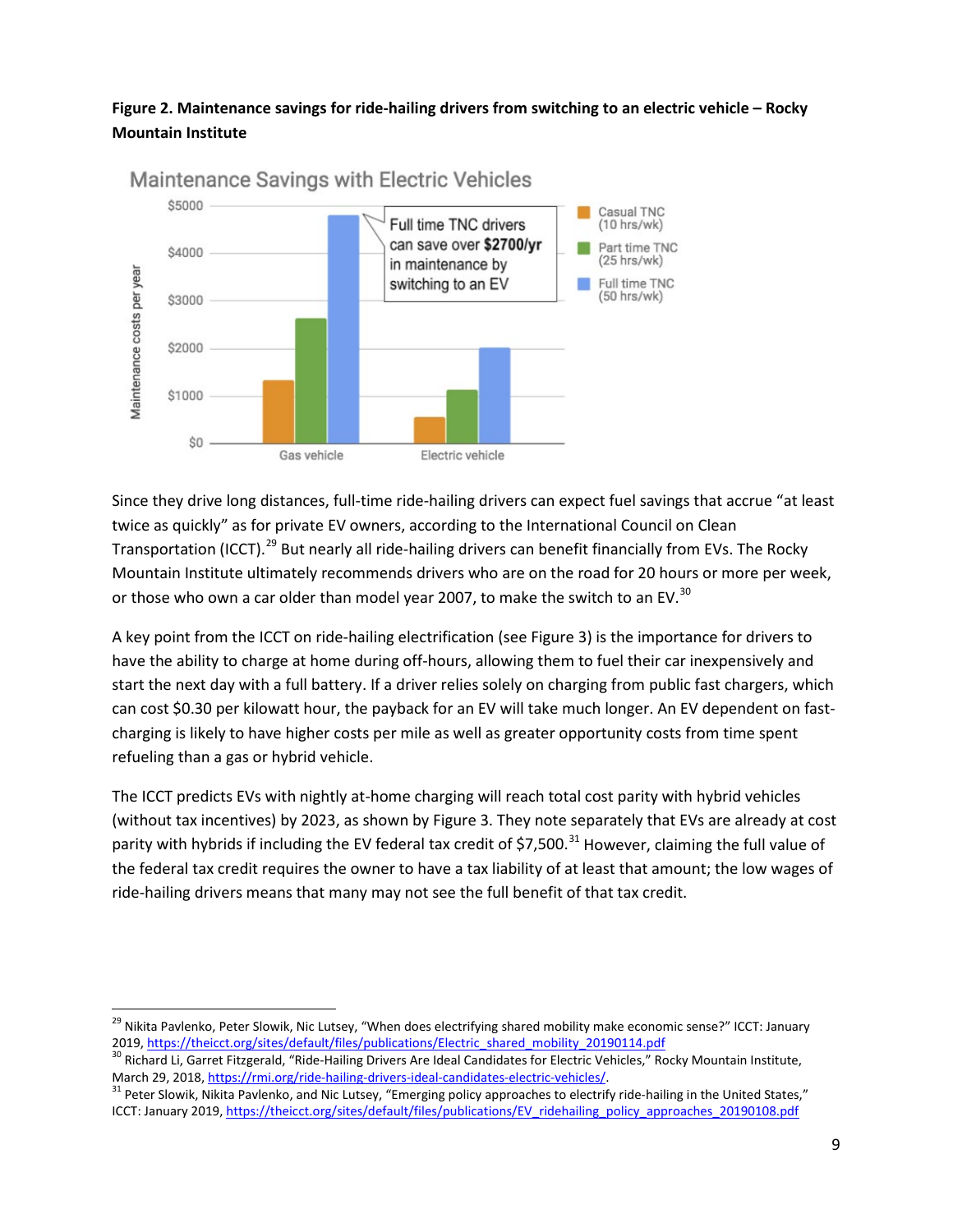**Figure 2. Maintenance savings for ride-hailing drivers from switching to an electric vehicle – Rocky Mountain Institute**

Since they drive long distances, full-time ride-hailing drivers can expect fuel savings that accrue "at least twice as quickly" as for private EV owners, according to the International Council on Clean Transportation (ICCT).[29] But nearly all ride-hailing drivers can benefit financially from EVs. The Rocky Mountain Institute ultimately recommends drivers who are on the road for 20 hours or more per week, or those who own a car older than model year 2007, to make the switch to an EV.[30]

A key point from the ICCT on ride-hailing electrification (see Figure 3) is the importance for drivers to have the ability to charge at home during off-hours, allowing them to fuel their car inexpensively and start the next day with a full battery. If a driver relies solely on charging from public fast chargers, which can cost $0.30 per kilowatt hour, the payback for an EV will take much longer. An EV dependent on fast-charging is likely to have higher costs per mile as well as greater opportunity costs from time spent refueling than a gas or hybrid vehicle.

The ICCT predicts EVs with nightly at-home charging will reach total cost parity with hybrid vehicles (without tax incentives) by 2023, as shown by Figure 3. They note separately that EVs are already at cost parity with hybrids if including the EV federal tax credit of $7,500.[31] However, claiming the full value of the federal tax credit requires the owner to have a tax liability of at least that amount; the low wages of ride-hailing drivers means that many may not see the full benefit of that tax credit.

---

[29] Nikita Pavlenko, Peter Slowik, Nic Lutsey, "When does electrifying shared mobility make economic sense?" ICCT: January 2019, https://theicct.org/sites/default/files/publications/Electric_shared_mobility_20190114.pdf

[30] Richard Li, Garret Fitzgerald, "Ride-Hailing Drivers Are Ideal Candidates for Electric Vehicles," Rocky Mountain Institute, March 29, 2018, https://rmi.org/ride-hailing-drivers-ideal-candidates-electric-vehicles/.

[31] Peter Slowik, Nikita Pavlenko, and Nic Lutsey, "Emerging policy approaches to electrify ride-hailing in the United States," ICCT: January 2019, https://theicct.org/sites/default/files/publications/EV_ridehailing_policy_approaches_20190108.pdf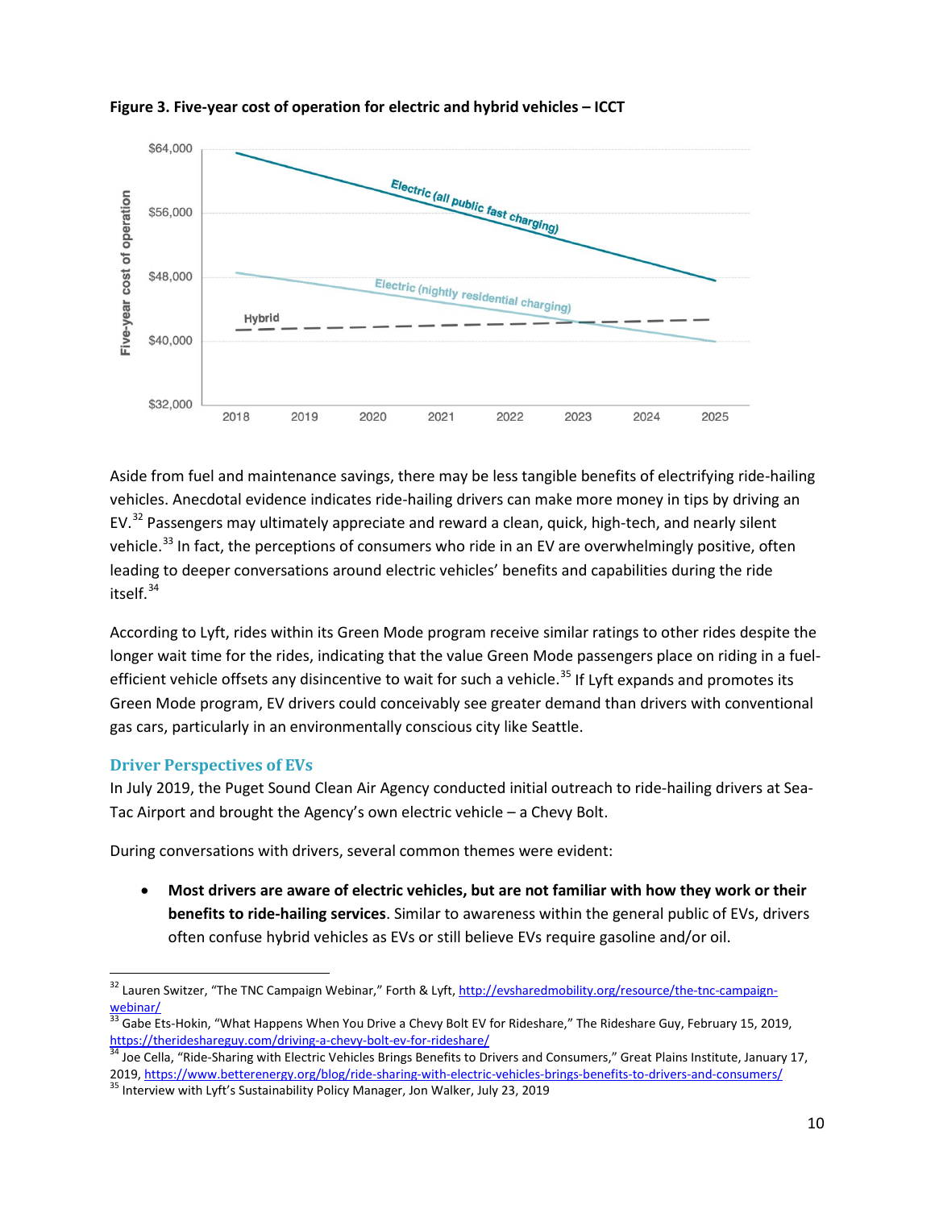**Figure 3. Five-year cost of operation for electric and hybrid vehicles – ICCT**

Aside from fuel and maintenance savings, there may be less tangible benefits of electrifying ride-hailing vehicles. Anecdotal evidence indicates ride-hailing drivers can make more money in tips by driving an EV.[32] Passengers may ultimately appreciate and reward a clean, quick, high-tech, and nearly silent vehicle.[33] In fact, the perceptions of consumers who ride in an EV are overwhelmingly positive, often leading to deeper conversations around electric vehicles' benefits and capabilities during the ride itself.[34]

According to Lyft, rides within its Green Mode program receive similar ratings to other rides despite the longer wait time for the rides, indicating that the value Green Mode passengers place on riding in a fuel-efficient vehicle offsets any disincentive to wait for such a vehicle.[35] If Lyft expands and promotes its Green Mode program, EV drivers could conceivably see greater demand than drivers with conventional gas cars, particularly in an environmentally conscious city like Seattle.

## Driver Perspectives of EVs

In July 2019, the Puget Sound Clean Air Agency conducted initial outreach to ride-hailing drivers at Sea-Tac Airport and brought the Agency's own electric vehicle – a Chevy Bolt.

During conversations with drivers, several common themes were evident:

- **Most drivers are aware of electric vehicles, but are not familiar with how they work or their benefits to ride-hailing services**. Similar to awareness within the general public of EVs, drivers often confuse hybrid vehicles as EVs or still believe EVs require gasoline and/or oil.

---

[32] Lauren Switzer, "The TNC Campaign Webinar," Forth & Lyft, http://evsharedmobility.org/resource/the-tnc-campaign-webinar/

[33] Gabe Ets-Hokin, "What Happens When You Drive a Chevy Bolt EV for Rideshare," The Rideshare Guy, February 15, 2019, https://therideshareguy.com/driving-a-chevy-bolt-ev-for-rideshare/

[34] Joe Cella, "Ride-Sharing with Electric Vehicles Brings Benefits to Drivers and Consumers," Great Plains Institute, January 17, 2019, https://www.betterenergy.org/blog/ride-sharing-with-electric-vehicles-brings-benefits-to-drivers-and-consumers/

[35] Interview with Lyft's Sustainability Policy Manager, Jon Walker, July 23, 2019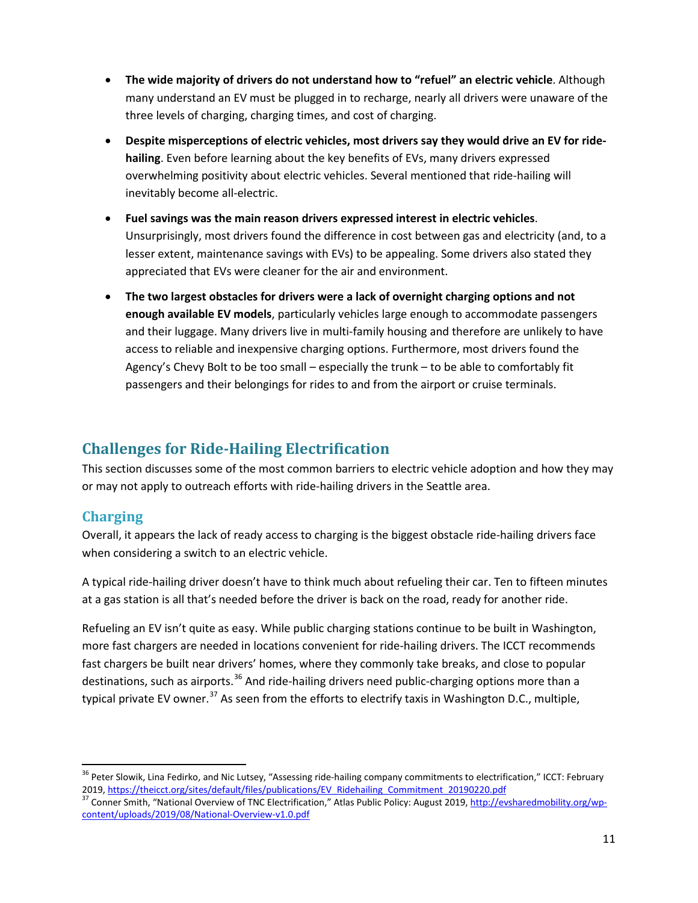- **The wide majority of drivers do not understand how to "refuel" an electric vehicle**. Although many understand an EV must be plugged in to recharge, nearly all drivers were unaware of the three levels of charging, charging times, and cost of charging.
- **Despite misperceptions of electric vehicles, most drivers say they would drive an EV for ride-hailing**. Even before learning about the key benefits of EVs, many drivers expressed overwhelming positivity about electric vehicles. Several mentioned that ride-hailing will inevitably become all-electric.
- **Fuel savings was the main reason drivers expressed interest in electric vehicles**. Unsurprisingly, most drivers found the difference in cost between gas and electricity (and, to a lesser extent, maintenance savings with EVs) to be appealing. Some drivers also stated they appreciated that EVs were cleaner for the air and environment.
- **The two largest obstacles for drivers were a lack of overnight charging options and not enough available EV models**, particularly vehicles large enough to accommodate passengers and their luggage. Many drivers live in multi-family housing and therefore are unlikely to have access to reliable and inexpensive charging options. Furthermore, most drivers found the Agency's Chevy Bolt to be too small – especially the trunk – to be able to comfortably fit passengers and their belongings for rides to and from the airport or cruise terminals.

## Challenges for Ride-Hailing Electrification

This section discusses some of the most common barriers to electric vehicle adoption and how they may or may not apply to outreach efforts with ride-hailing drivers in the Seattle area.

### Charging

Overall, it appears the lack of ready access to charging is the biggest obstacle ride-hailing drivers face when considering a switch to an electric vehicle.

A typical ride-hailing driver doesn't have to think much about refueling their car. Ten to fifteen minutes at a gas station is all that's needed before the driver is back on the road, ready for another ride.

Refueling an EV isn't quite as easy. While public charging stations continue to be built in Washington, more fast chargers are needed in locations convenient for ride-hailing drivers. The ICCT recommends fast chargers be built near drivers' homes, where they commonly take breaks, and close to popular destinations, such as airports.[36] And ride-hailing drivers need public-charging options more than a typical private EV owner.[37] As seen from the efforts to electrify taxis in Washington D.C., multiple,

[36] Peter Slowik, Lina Fedirko, and Nic Lutsey, "Assessing ride-hailing company commitments to electrification," ICCT: February 2019, https://theicct.org/sites/default/files/publications/EV_Ridehailing_Commitment_20190220.pdf

[37] Conner Smith, "National Overview of TNC Electrification," Atlas Public Policy: August 2019, http://evsharedmobility.org/wp-content/uploads/2019/08/National-Overview-v1.0.pdf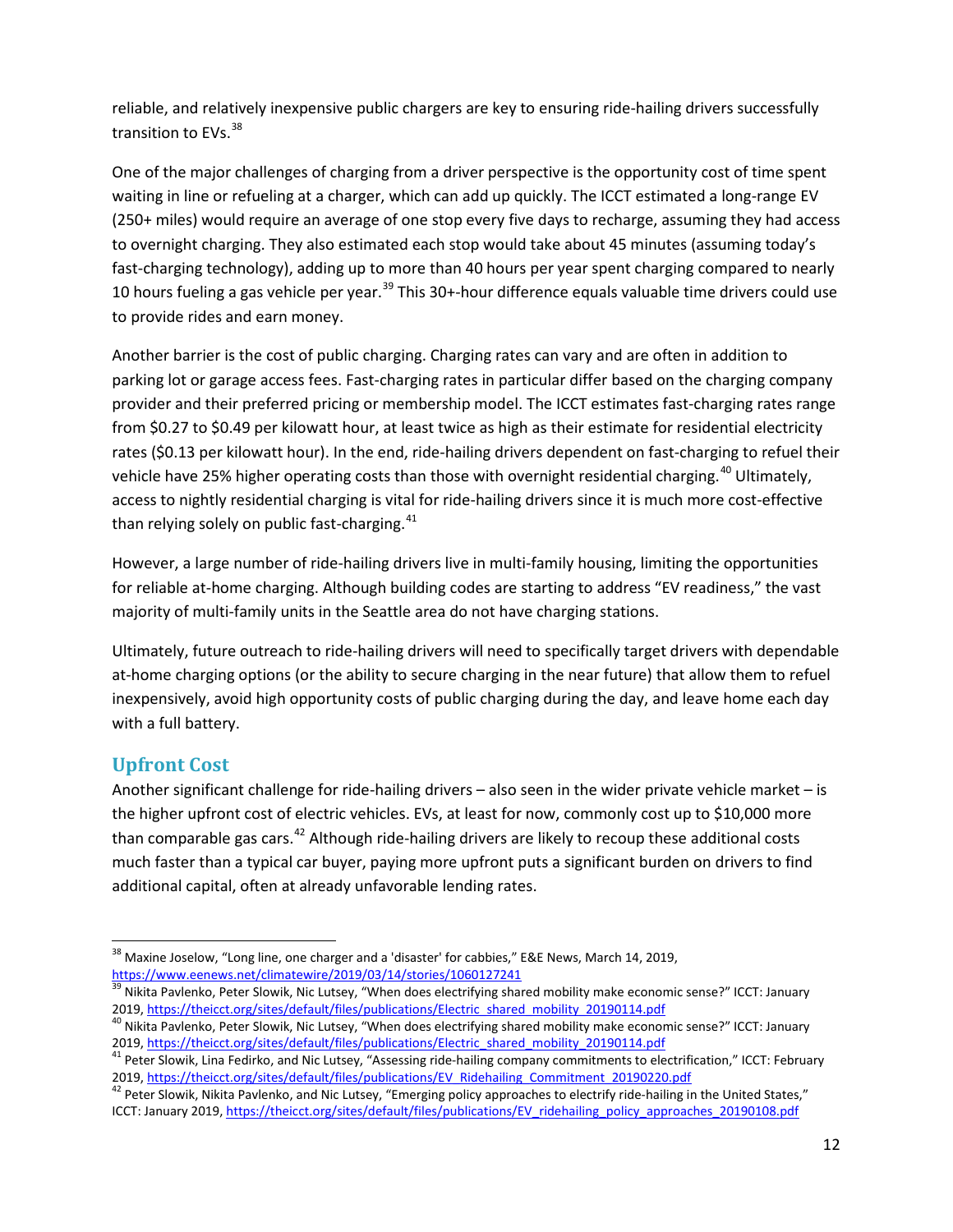reliable, and relatively inexpensive public chargers are key to ensuring ride-hailing drivers successfully transition to EVs.[38]

One of the major challenges of charging from a driver perspective is the opportunity cost of time spent waiting in line or refueling at a charger, which can add up quickly. The ICCT estimated a long-range EV (250+ miles) would require an average of one stop every five days to recharge, assuming they had access to overnight charging. They also estimated each stop would take about 45 minutes (assuming today's fast-charging technology), adding up to more than 40 hours per year spent charging compared to nearly 10 hours fueling a gas vehicle per year.[39] This 30+-hour difference equals valuable time drivers could use to provide rides and earn money.

Another barrier is the cost of public charging. Charging rates can vary and are often in addition to parking lot or garage access fees. Fast-charging rates in particular differ based on the charging company provider and their preferred pricing or membership model. The ICCT estimates fast-charging rates range from $0.27 to $0.49 per kilowatt hour, at least twice as high as their estimate for residential electricity rates ($0.13 per kilowatt hour). In the end, ride-hailing drivers dependent on fast-charging to refuel their vehicle have 25% higher operating costs than those with overnight residential charging.[40] Ultimately, access to nightly residential charging is vital for ride-hailing drivers since it is much more cost-effective than relying solely on public fast-charging.[41]

However, a large number of ride-hailing drivers live in multi-family housing, limiting the opportunities for reliable at-home charging. Although building codes are starting to address "EV readiness," the vast majority of multi-family units in the Seattle area do not have charging stations.

Ultimately, future outreach to ride-hailing drivers will need to specifically target drivers with dependable at-home charging options (or the ability to secure charging in the near future) that allow them to refuel inexpensively, avoid high opportunity costs of public charging during the day, and leave home each day with a full battery.

## Upfront Cost

Another significant challenge for ride-hailing drivers – also seen in the wider private vehicle market – is the higher upfront cost of electric vehicles. EVs, at least for now, commonly cost up to $10,000 more than comparable gas cars.[42] Although ride-hailing drivers are likely to recoup these additional costs much faster than a typical car buyer, paying more upfront puts a significant burden on drivers to find additional capital, often at already unfavorable lending rates.

---

[38] Maxine Joselow, "Long line, one charger and a 'disaster' for cabbies," E&E News, March 14, 2019, https://www.eenews.net/climatewire/2019/03/14/stories/1060127241

[39] Nikita Pavlenko, Peter Slowik, Nic Lutsey, "When does electrifying shared mobility make economic sense?" ICCT: January 2019, https://theicct.org/sites/default/files/publications/Electric_shared_mobility_20190114.pdf

[40] Nikita Pavlenko, Peter Slowik, Nic Lutsey, "When does electrifying shared mobility make economic sense?" ICCT: January 2019, https://theicct.org/sites/default/files/publications/Electric_shared_mobility_20190114.pdf

[41] Peter Slowik, Lina Fedirko, and Nic Lutsey, "Assessing ride-hailing company commitments to electrification," ICCT: February 2019, https://theicct.org/sites/default/files/publications/EV_Ridehailing_Commitment_20190220.pdf

[42] Peter Slowik, Nikita Pavlenko, and Nic Lutsey, "Emerging policy approaches to electrify ride-hailing in the United States," ICCT: January 2019, https://theicct.org/sites/default/files/publications/EV_ridehailing_policy_approaches_20190108.pdf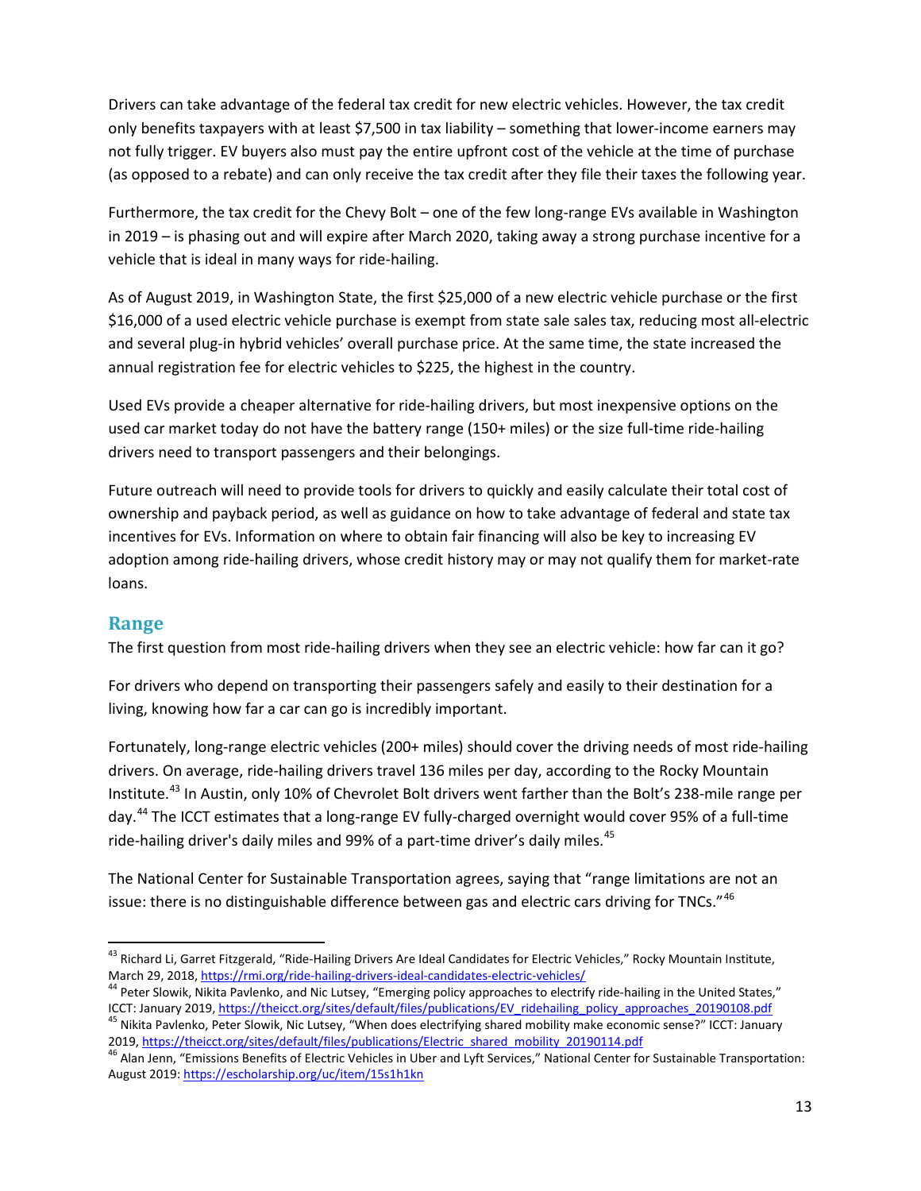Drivers can take advantage of the federal tax credit for new electric vehicles. However, the tax credit only benefits taxpayers with at least $7,500 in tax liability – something that lower-income earners may not fully trigger. EV buyers also must pay the entire upfront cost of the vehicle at the time of purchase (as opposed to a rebate) and can only receive the tax credit after they file their taxes the following year.

Furthermore, the tax credit for the Chevy Bolt – one of the few long-range EVs available in Washington in 2019 – is phasing out and will expire after March 2020, taking away a strong purchase incentive for a vehicle that is ideal in many ways for ride-hailing.

As of August 2019, in Washington State, the first $25,000 of a new electric vehicle purchase or the first $16,000 of a used electric vehicle purchase is exempt from state sale sales tax, reducing most all-electric and several plug-in hybrid vehicles' overall purchase price. At the same time, the state increased the annual registration fee for electric vehicles to $225, the highest in the country.

Used EVs provide a cheaper alternative for ride-hailing drivers, but most inexpensive options on the used car market today do not have the battery range (150+ miles) or the size full-time ride-hailing drivers need to transport passengers and their belongings.

Future outreach will need to provide tools for drivers to quickly and easily calculate their total cost of ownership and payback period, as well as guidance on how to take advantage of federal and state tax incentives for EVs. Information on where to obtain fair financing will also be key to increasing EV adoption among ride-hailing drivers, whose credit history may or may not qualify them for market-rate loans.

## Range

The first question from most ride-hailing drivers when they see an electric vehicle: how far can it go?

For drivers who depend on transporting their passengers safely and easily to their destination for a living, knowing how far a car can go is incredibly important.

Fortunately, long-range electric vehicles (200+ miles) should cover the driving needs of most ride-hailing drivers. On average, ride-hailing drivers travel 136 miles per day, according to the Rocky Mountain Institute.[43] In Austin, only 10% of Chevrolet Bolt drivers went farther than the Bolt's 238-mile range per day.[44] The ICCT estimates that a long-range EV fully-charged overnight would cover 95% of a full-time ride-hailing driver's daily miles and 99% of a part-time driver's daily miles.[45]

The National Center for Sustainable Transportation agrees, saying that "range limitations are not an issue: there is no distinguishable difference between gas and electric cars driving for TNCs."[46]

---

[43] Richard Li, Garret Fitzgerald, "Ride-Hailing Drivers Are Ideal Candidates for Electric Vehicles," Rocky Mountain Institute, March 29, 2018, https://rmi.org/ride-hailing-drivers-ideal-candidates-electric-vehicles/

[44] Peter Slowik, Nikita Pavlenko, and Nic Lutsey, "Emerging policy approaches to electrify ride-hailing in the United States," ICCT: January 2019, https://theicct.org/sites/default/files/publications/EV_ridehailing_policy_approaches_20190108.pdf

[45] Nikita Pavlenko, Peter Slowik, Nic Lutsey, "When does electrifying shared mobility make economic sense?" ICCT: January 2019, https://theicct.org/sites/default/files/publications/Electric_shared_mobility_20190114.pdf

[46] Alan Jenn, "Emissions Benefits of Electric Vehicles in Uber and Lyft Services," National Center for Sustainable Transportation: August 2019: https://escholarship.org/uc/item/15s1h1kn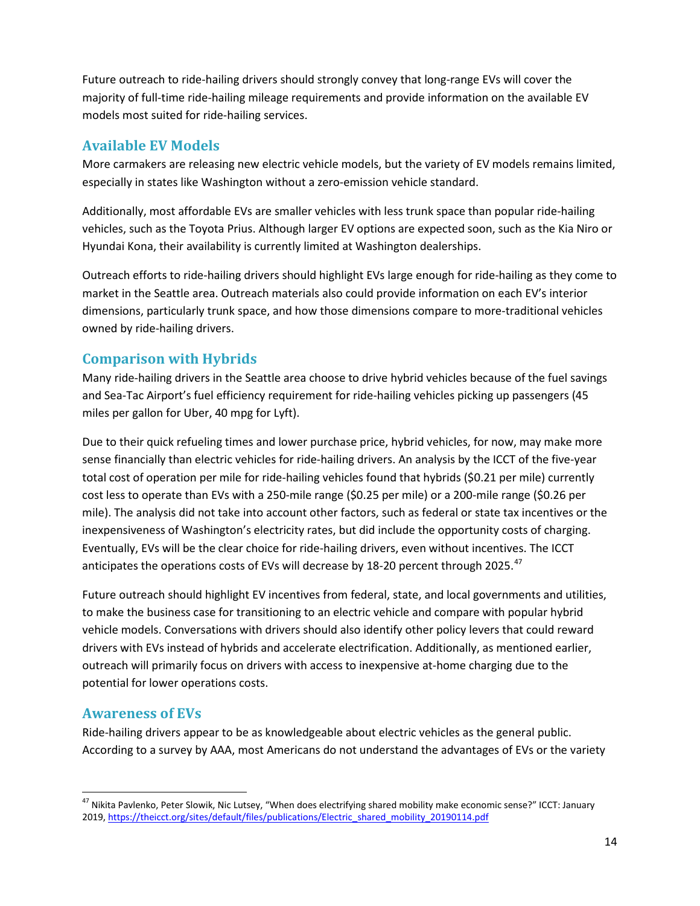Future outreach to ride-hailing drivers should strongly convey that long-range EVs will cover the majority of full-time ride-hailing mileage requirements and provide information on the available EV models most suited for ride-hailing services.

## Available EV Models

More carmakers are releasing new electric vehicle models, but the variety of EV models remains limited, especially in states like Washington without a zero-emission vehicle standard.

Additionally, most affordable EVs are smaller vehicles with less trunk space than popular ride-hailing vehicles, such as the Toyota Prius. Although larger EV options are expected soon, such as the Kia Niro or Hyundai Kona, their availability is currently limited at Washington dealerships.

Outreach efforts to ride-hailing drivers should highlight EVs large enough for ride-hailing as they come to market in the Seattle area. Outreach materials also could provide information on each EV's interior dimensions, particularly trunk space, and how those dimensions compare to more-traditional vehicles owned by ride-hailing drivers.

## Comparison with Hybrids

Many ride-hailing drivers in the Seattle area choose to drive hybrid vehicles because of the fuel savings and Sea-Tac Airport's fuel efficiency requirement for ride-hailing vehicles picking up passengers (45 miles per gallon for Uber, 40 mpg for Lyft).

Due to their quick refueling times and lower purchase price, hybrid vehicles, for now, may make more sense financially than electric vehicles for ride-hailing drivers. An analysis by the ICCT of the five-year total cost of operation per mile for ride-hailing vehicles found that hybrids ($0.21 per mile) currently cost less to operate than EVs with a 250-mile range ($0.25 per mile) or a 200-mile range ($0.26 per mile). The analysis did not take into account other factors, such as federal or state tax incentives or the inexpensiveness of Washington's electricity rates, but did include the opportunity costs of charging. Eventually, EVs will be the clear choice for ride-hailing drivers, even without incentives. The ICCT anticipates the operations costs of EVs will decrease by 18-20 percent through 2025.[47]

Future outreach should highlight EV incentives from federal, state, and local governments and utilities, to make the business case for transitioning to an electric vehicle and compare with popular hybrid vehicle models. Conversations with drivers should also identify other policy levers that could reward drivers with EVs instead of hybrids and accelerate electrification. Additionally, as mentioned earlier, outreach will primarily focus on drivers with access to inexpensive at-home charging due to the potential for lower operations costs.

## Awareness of EVs

Ride-hailing drivers appear to be as knowledgeable about electric vehicles as the general public. According to a survey by AAA, most Americans do not understand the advantages of EVs or the variety

---

[47] Nikita Pavlenko, Peter Slowik, Nic Lutsey, "When does electrifying shared mobility make economic sense?" ICCT: January 2019, https://theicct.org/sites/default/files/publications/Electric_shared_mobility_20190114.pdf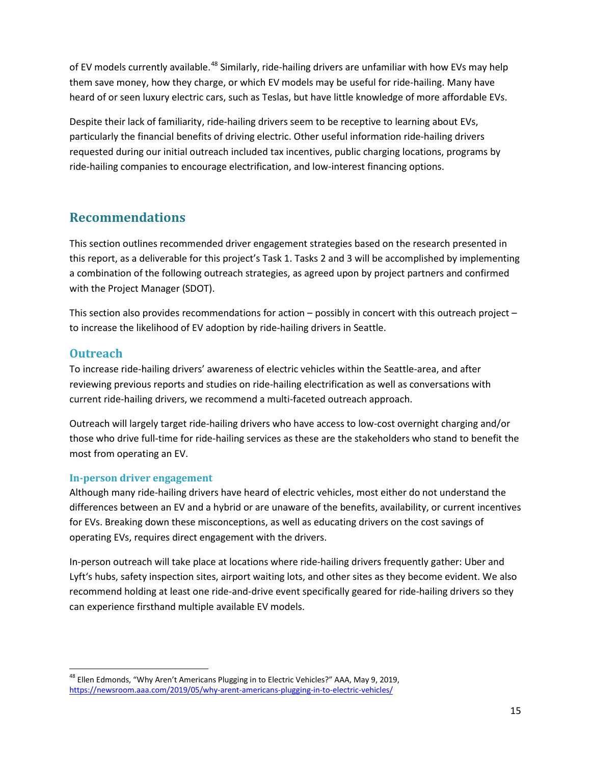of EV models currently available.[48] Similarly, ride-hailing drivers are unfamiliar with how EVs may help them save money, how they charge, or which EV models may be useful for ride-hailing. Many have heard of or seen luxury electric cars, such as Teslas, but have little knowledge of more affordable EVs.

Despite their lack of familiarity, ride-hailing drivers seem to be receptive to learning about EVs, particularly the financial benefits of driving electric. Other useful information ride-hailing drivers requested during our initial outreach included tax incentives, public charging locations, programs by ride-hailing companies to encourage electrification, and low-interest financing options.

## Recommendations

This section outlines recommended driver engagement strategies based on the research presented in this report, as a deliverable for this project's Task 1. Tasks 2 and 3 will be accomplished by implementing a combination of the following outreach strategies, as agreed upon by project partners and confirmed with the Project Manager (SDOT).

This section also provides recommendations for action – possibly in concert with this outreach project – to increase the likelihood of EV adoption by ride-hailing drivers in Seattle.

### Outreach

To increase ride-hailing drivers' awareness of electric vehicles within the Seattle-area, and after reviewing previous reports and studies on ride-hailing electrification as well as conversations with current ride-hailing drivers, we recommend a multi-faceted outreach approach.

Outreach will largely target ride-hailing drivers who have access to low-cost overnight charging and/or those who drive full-time for ride-hailing services as these are the stakeholders who stand to benefit the most from operating an EV.

#### In-person driver engagement

Although many ride-hailing drivers have heard of electric vehicles, most either do not understand the differences between an EV and a hybrid or are unaware of the benefits, availability, or current incentives for EVs. Breaking down these misconceptions, as well as educating drivers on the cost savings of operating EVs, requires direct engagement with the drivers.

In-person outreach will take place at locations where ride-hailing drivers frequently gather: Uber and Lyft's hubs, safety inspection sites, airport waiting lots, and other sites as they become evident. We also recommend holding at least one ride-and-drive event specifically geared for ride-hailing drivers so they can experience firsthand multiple available EV models.

---

[48] Ellen Edmonds, "Why Aren't Americans Plugging in to Electric Vehicles?" AAA, May 9, 2019, https://newsroom.aaa.com/2019/05/why-arent-americans-plugging-in-to-electric-vehicles/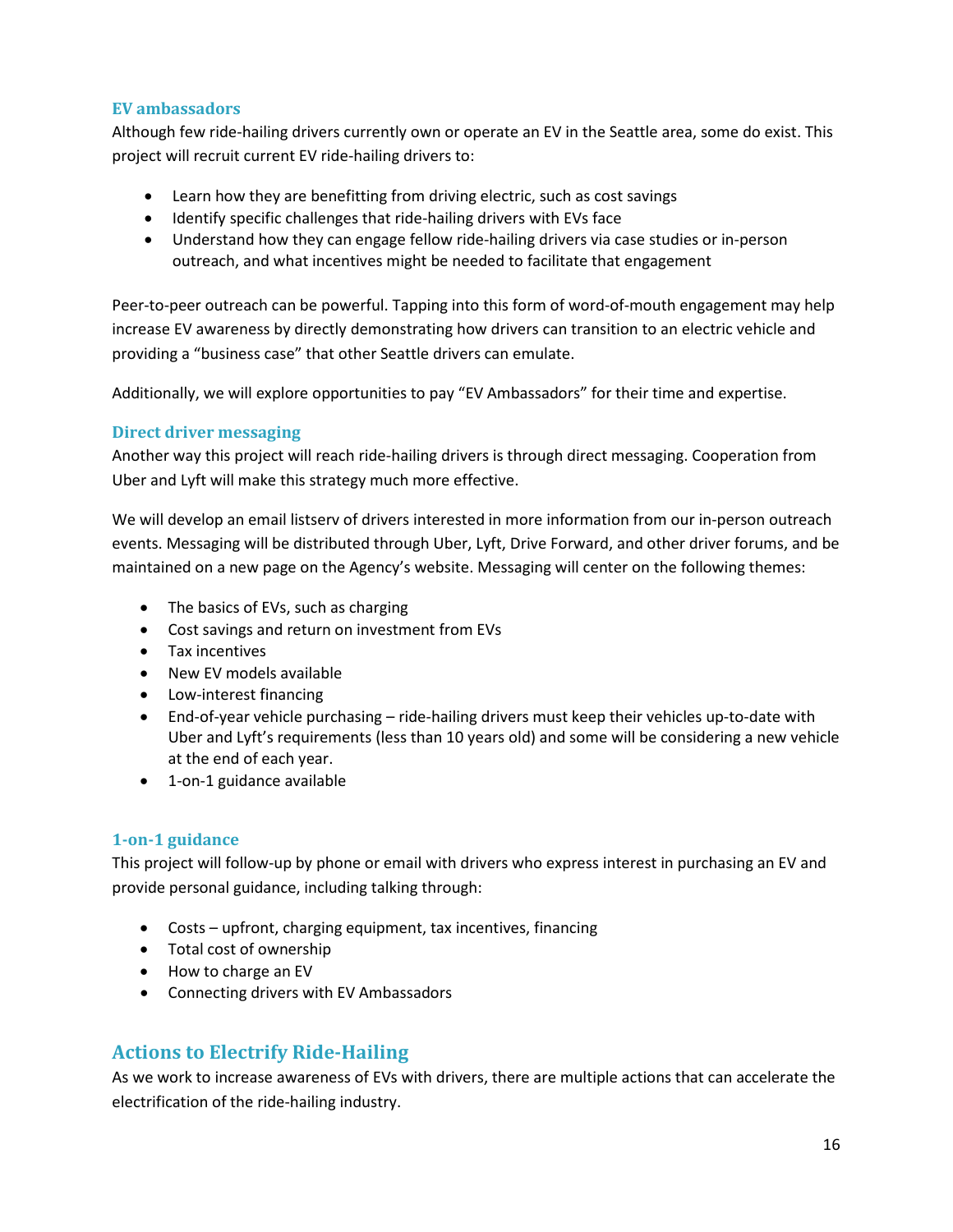### EV ambassadors

Although few ride-hailing drivers currently own or operate an EV in the Seattle area, some do exist. This project will recruit current EV ride-hailing drivers to:

- Learn how they are benefitting from driving electric, such as cost savings
- Identify specific challenges that ride-hailing drivers with EVs face
- Understand how they can engage fellow ride-hailing drivers via case studies or in-person outreach, and what incentives might be needed to facilitate that engagement

Peer-to-peer outreach can be powerful. Tapping into this form of word-of-mouth engagement may help increase EV awareness by directly demonstrating how drivers can transition to an electric vehicle and providing a "business case" that other Seattle drivers can emulate.

Additionally, we will explore opportunities to pay "EV Ambassadors" for their time and expertise.

### Direct driver messaging

Another way this project will reach ride-hailing drivers is through direct messaging. Cooperation from Uber and Lyft will make this strategy much more effective.

We will develop an email listserv of drivers interested in more information from our in-person outreach events. Messaging will be distributed through Uber, Lyft, Drive Forward, and other driver forums, and be maintained on a new page on the Agency's website. Messaging will center on the following themes:

- The basics of EVs, such as charging
- Cost savings and return on investment from EVs
- Tax incentives
- New EV models available
- Low-interest financing
- End-of-year vehicle purchasing – ride-hailing drivers must keep their vehicles up-to-date with Uber and Lyft's requirements (less than 10 years old) and some will be considering a new vehicle at the end of each year.
- 1-on-1 guidance available

### 1-on-1 guidance

This project will follow-up by phone or email with drivers who express interest in purchasing an EV and provide personal guidance, including talking through:

- Costs – upfront, charging equipment, tax incentives, financing
- Total cost of ownership
- How to charge an EV
- Connecting drivers with EV Ambassadors

## Actions to Electrify Ride-Hailing

As we work to increase awareness of EVs with drivers, there are multiple actions that can accelerate the electrification of the ride-hailing industry.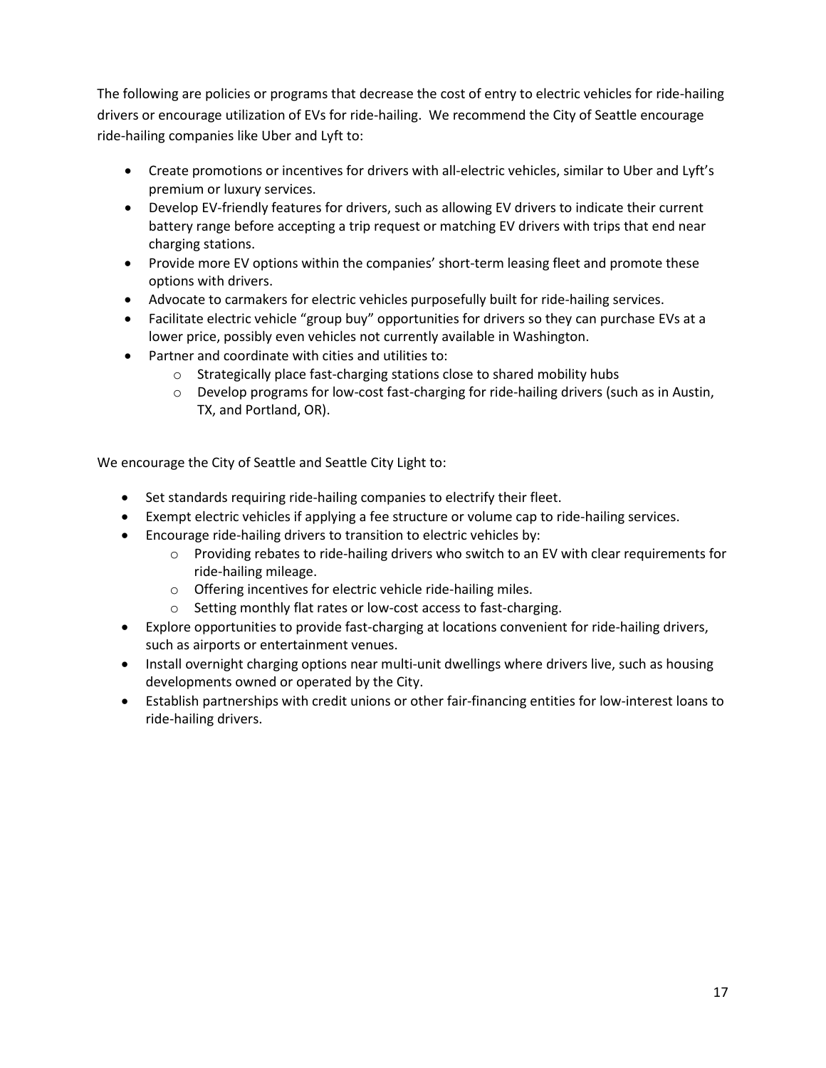The following are policies or programs that decrease the cost of entry to electric vehicles for ride-hailing drivers or encourage utilization of EVs for ride-hailing. We recommend the City of Seattle encourage ride-hailing companies like Uber and Lyft to:

- Create promotions or incentives for drivers with all-electric vehicles, similar to Uber and Lyft's premium or luxury services.
- Develop EV-friendly features for drivers, such as allowing EV drivers to indicate their current battery range before accepting a trip request or matching EV drivers with trips that end near charging stations.
- Provide more EV options within the companies' short-term leasing fleet and promote these options with drivers.
- Advocate to carmakers for electric vehicles purposefully built for ride-hailing services.
- Facilitate electric vehicle "group buy" opportunities for drivers so they can purchase EVs at a lower price, possibly even vehicles not currently available in Washington.
- Partner and coordinate with cities and utilities to:
  - Strategically place fast-charging stations close to shared mobility hubs
  - Develop programs for low-cost fast-charging for ride-hailing drivers (such as in Austin, TX, and Portland, OR).

We encourage the City of Seattle and Seattle City Light to:

- Set standards requiring ride-hailing companies to electrify their fleet.
- Exempt electric vehicles if applying a fee structure or volume cap to ride-hailing services.
- Encourage ride-hailing drivers to transition to electric vehicles by:
  - Providing rebates to ride-hailing drivers who switch to an EV with clear requirements for ride-hailing mileage.
  - Offering incentives for electric vehicle ride-hailing miles.
  - Setting monthly flat rates or low-cost access to fast-charging.
- Explore opportunities to provide fast-charging at locations convenient for ride-hailing drivers, such as airports or entertainment venues.
- Install overnight charging options near multi-unit dwellings where drivers live, such as housing developments owned or operated by the City.
- Establish partnerships with credit unions or other fair-financing entities for low-interest loans to ride-hailing drivers.